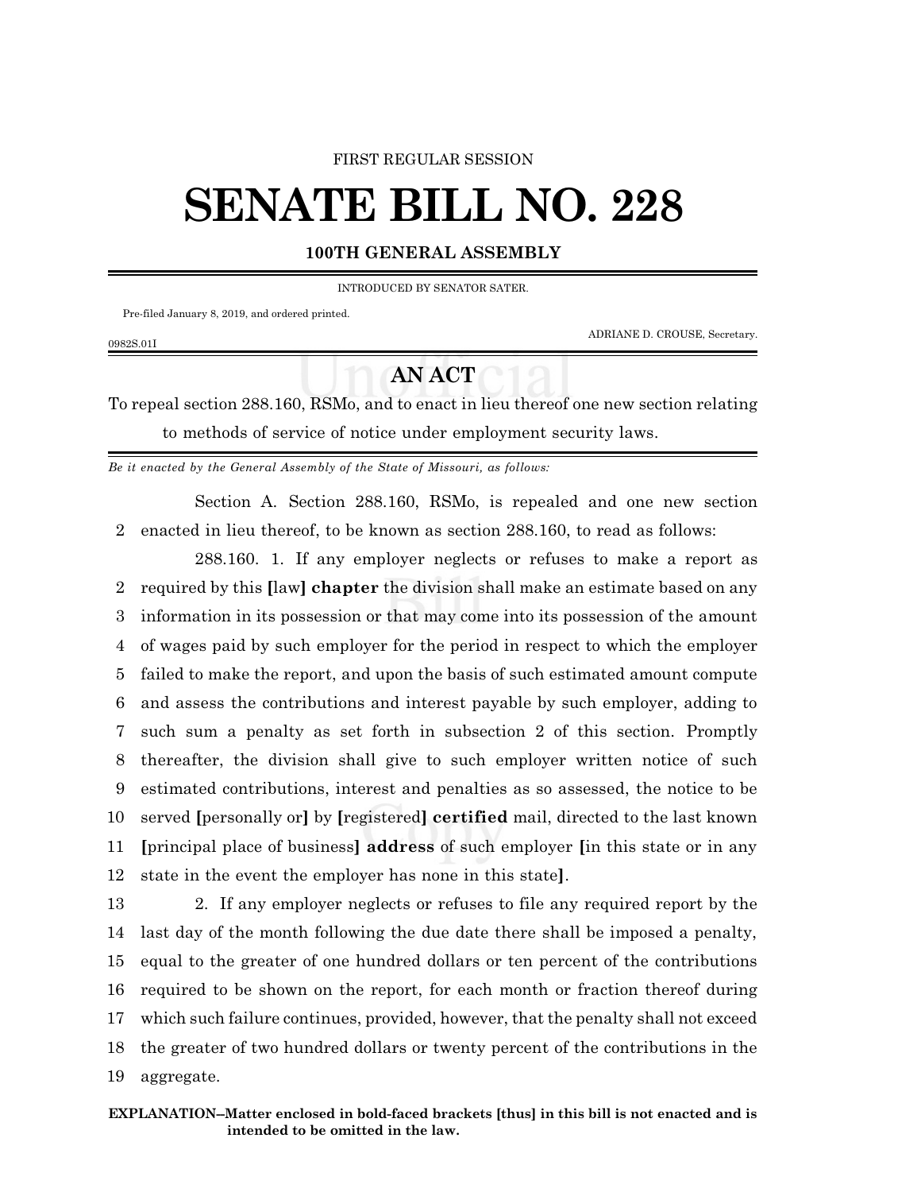FIRST REGULAR SESSION

# SENATE BILL NO. 228

**100TH GENERAL ASSEMBLY**

INTRODUCED BY SENATOR SATER.

Pre-filed January 8, 2019, and ordered printed.

ADRIANE D. CROUSE, Secretary.

0982S.01I

## AN ACT

To repeal section 288.160, RSMo, and to enact in lieu thereof one new section relating to methods of service of notice under employment security laws.

*Be it enacted by the General Assembly of the State of Missouri, as follows:*

Section A. Section 288.160, RSMo, is repealed and one new section enacted in lieu thereof, to be known as section 288.160, to read as follows:

288.160. 1. If any employer neglects or refuses to make a report as required by this **[**law**] chapter** the division shall make an estimate based on any information in its possession or that may come into its possession of the amount of wages paid by such employer for the period in respect to which the employer failed to make the report, and upon the basis of such estimated amount compute and assess the contributions and interest payable by such employer, adding to such sum a penalty as set forth in subsection 2 of this section. Promptly thereafter, the division shall give to such employer written notice of such estimated contributions, interest and penalties as so assessed, the notice to be served **[**personally or**]** by **[**registered**] certified** mail, directed to the last known **[**principal place of business**] address** of such employer **[**in this state or in any state in the event the employer has none in this state**]**.

2. If any employer neglects or refuses to file any required report by the last day of the month following the due date there shall be imposed a penalty, equal to the greater of one hundred dollars or ten percent of the contributions required to be shown on the report, for each month or fraction thereof during which such failure continues, provided, however, that the penalty shall not exceed the greater of two hundred dollars or twenty percent of the contributions in the aggregate.

**EXPLANATION–Matter enclosed in bold-faced brackets [thus] in this bill is not enacted and is intended to be omitted in the law.**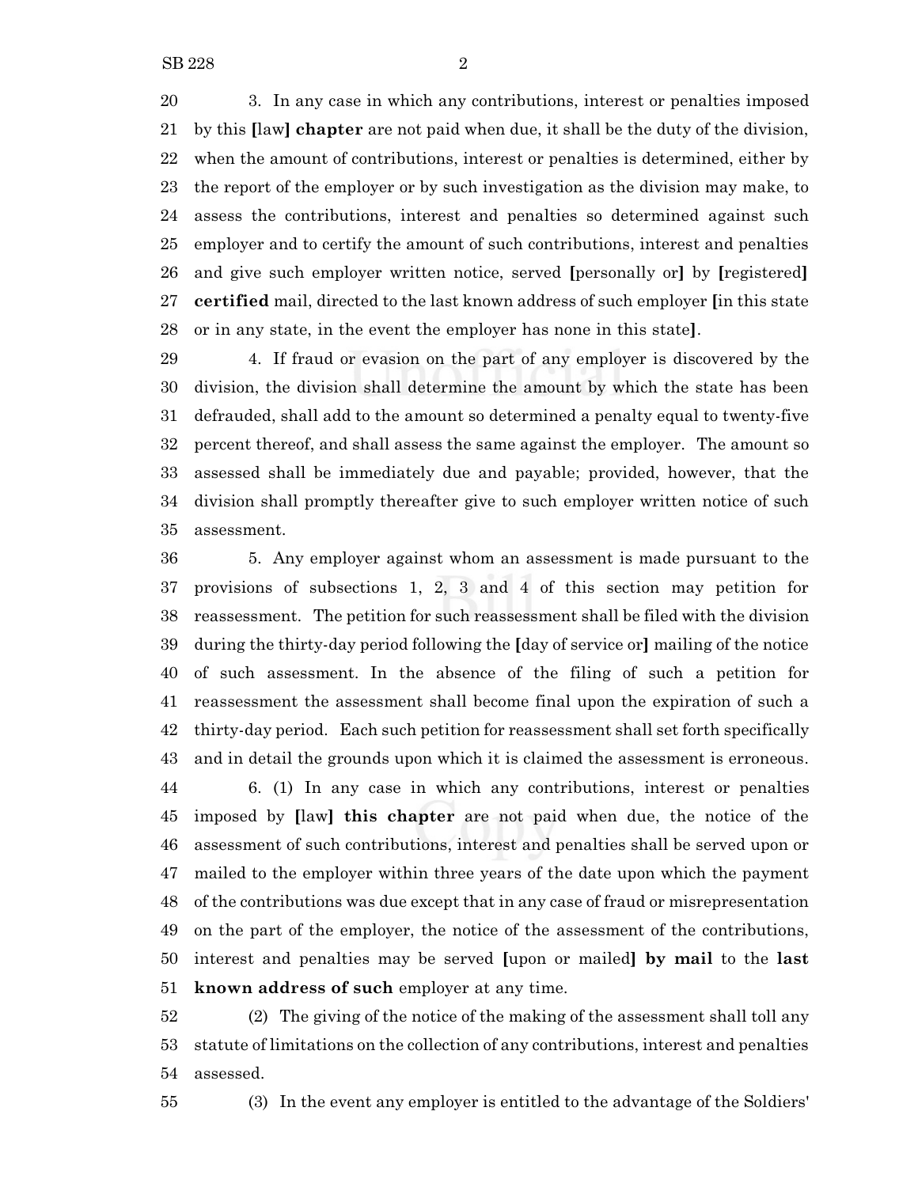3. In any case in which any contributions, interest or penalties imposed by this [law] **chapter** are not paid when due, it shall be the duty of the division, when the amount of contributions, interest or penalties is determined, either by the report of the employer or by such investigation as the division may make, to assess the contributions, interest and penalties so determined against such employer and to certify the amount of such contributions, interest and penalties and give such employer written notice, served [personally or] by [registered] **certified** mail, directed to the last known address of such employer [in this state or in any state, in the event the employer has none in this state].

4. If fraud or evasion on the part of any employer is discovered by the division, the division shall determine the amount by which the state has been defrauded, shall add to the amount so determined a penalty equal to twenty-five percent thereof, and shall assess the same against the employer. The amount so assessed shall be immediately due and payable; provided, however, that the division shall promptly thereafter give to such employer written notice of such assessment.

5. Any employer against whom an assessment is made pursuant to the provisions of subsections 1, 2, 3 and 4 of this section may petition for reassessment. The petition for such reassessment shall be filed with the division during the thirty-day period following the [day of service or] mailing of the notice of such assessment. In the absence of the filing of such a petition for reassessment the assessment shall become final upon the expiration of such a thirty-day period. Each such petition for reassessment shall set forth specifically and in detail the grounds upon which it is claimed the assessment is erroneous.

6. (1) In any case in which any contributions, interest or penalties imposed by [law] **this chapter** are not paid when due, the notice of the assessment of such contributions, interest and penalties shall be served upon or mailed to the employer within three years of the date upon which the payment of the contributions was due except that in any case of fraud or misrepresentation on the part of the employer, the notice of the assessment of the contributions, interest and penalties may be served [upon or mailed] **by mail** to the **last known address of such** employer at any time.

(2) The giving of the notice of the making of the assessment shall toll any statute of limitations on the collection of any contributions, interest and penalties assessed.

(3) In the event any employer is entitled to the advantage of the Soldiers'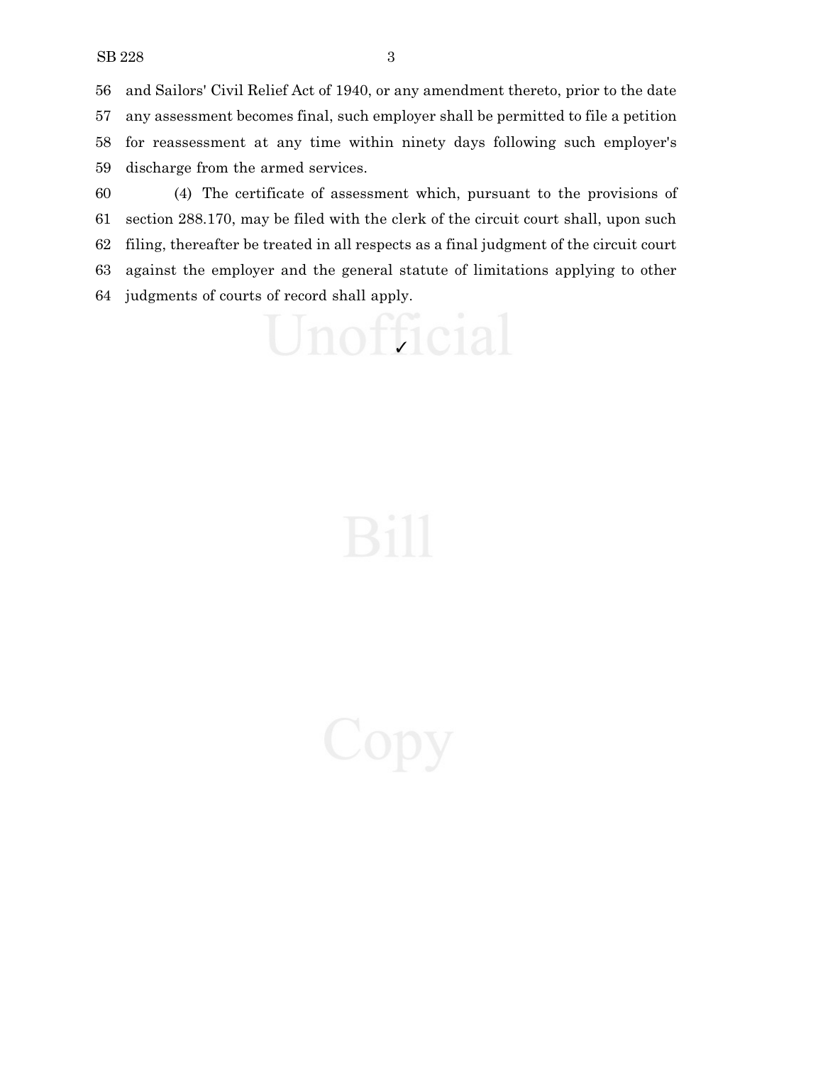56 and Sailors' Civil Relief Act of 1940, or any amendment thereto, prior to the date
57 any assessment becomes final, such employer shall be permitted to file a petition
58 for reassessment at any time within ninety days following such employer's
59 discharge from the armed services.

60 (4) The certificate of assessment which, pursuant to the provisions of
61 section 288.170, may be filed with the clerk of the circuit court shall, upon such
62 filing, thereafter be treated in all respects as a final judgment of the circuit court
63 against the employer and the general statute of limitations applying to other
64 judgments of courts of record shall apply.

✓